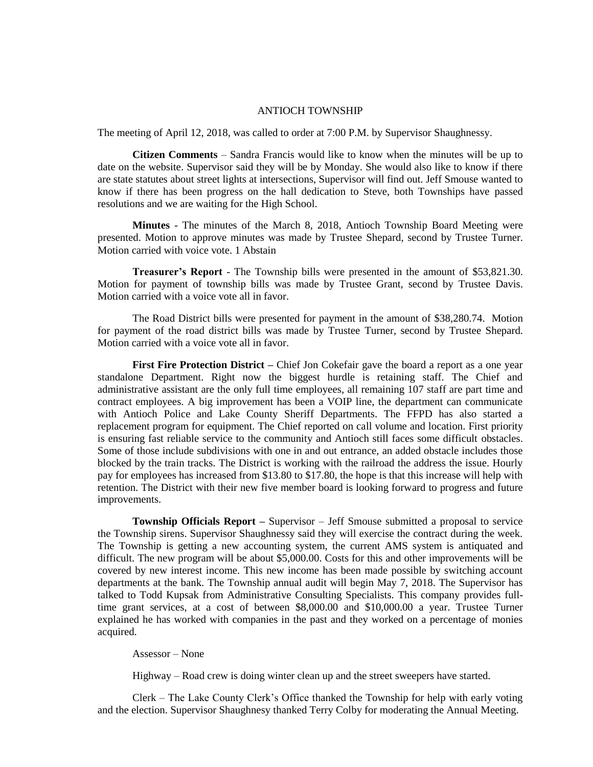# ANTIOCH TOWNSHIP

The meeting of April 12, 2018, was called to order at 7:00 P.M. by Supervisor Shaughnessy.

**Citizen Comments** – Sandra Francis would like to know when the minutes will be up to date on the website. Supervisor said they will be by Monday. She would also like to know if there are state statutes about street lights at intersections, Supervisor will find out. Jeff Smouse wanted to know if there has been progress on the hall dedication to Steve, both Townships have passed resolutions and we are waiting for the High School.

**Minutes** - The minutes of the March 8, 2018, Antioch Township Board Meeting were presented. Motion to approve minutes was made by Trustee Shepard, second by Trustee Turner. Motion carried with voice vote. 1 Abstain

**Treasurer's Report** - The Township bills were presented in the amount of $53,821.30. Motion for payment of township bills was made by Trustee Grant, second by Trustee Davis. Motion carried with a voice vote all in favor.

The Road District bills were presented for payment in the amount of $38,280.74. Motion for payment of the road district bills was made by Trustee Turner, second by Trustee Shepard. Motion carried with a voice vote all in favor.

**First Fire Protection District –** Chief Jon Cokefair gave the board a report as a one year standalone Department. Right now the biggest hurdle is retaining staff. The Chief and administrative assistant are the only full time employees, all remaining 107 staff are part time and contract employees. A big improvement has been a VOIP line, the department can communicate with Antioch Police and Lake County Sheriff Departments. The FFPD has also started a replacement program for equipment. The Chief reported on call volume and location. First priority is ensuring fast reliable service to the community and Antioch still faces some difficult obstacles. Some of those include subdivisions with one in and out entrance, an added obstacle includes those blocked by the train tracks. The District is working with the railroad the address the issue. Hourly pay for employees has increased from $13.80 to $17.80, the hope is that this increase will help with retention. The District with their new five member board is looking forward to progress and future improvements.

**Township Officials Report –** Supervisor – Jeff Smouse submitted a proposal to service the Township sirens. Supervisor Shaughnessy said they will exercise the contract during the week. The Township is getting a new accounting system, the current AMS system is antiquated and difficult. The new program will be about $5,000.00. Costs for this and other improvements will be covered by new interest income. This new income has been made possible by switching account departments at the bank. The Township annual audit will begin May 7, 2018. The Supervisor has talked to Todd Kupsak from Administrative Consulting Specialists. This company provides full-time grant services, at a cost of between $8,000.00 and $10,000.00 a year. Trustee Turner explained he has worked with companies in the past and they worked on a percentage of monies acquired.

Assessor – None

Highway – Road crew is doing winter clean up and the street sweepers have started.

Clerk – The Lake County Clerk's Office thanked the Township for help with early voting and the election. Supervisor Shaughnesy thanked Terry Colby for moderating the Annual Meeting.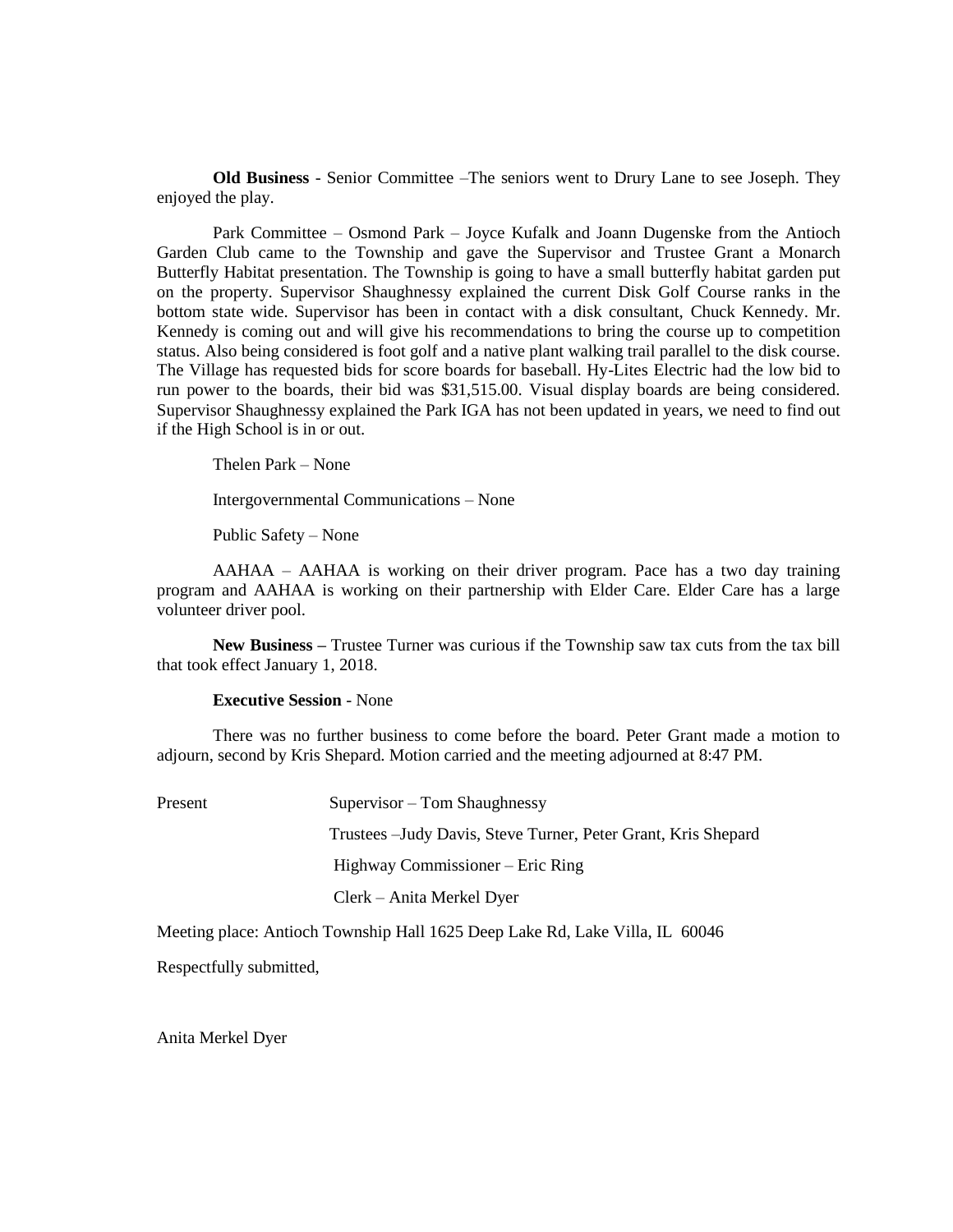**Old Business** - Senior Committee –The seniors went to Drury Lane to see Joseph. They enjoyed the play.

Park Committee – Osmond Park – Joyce Kufalk and Joann Dugenske from the Antioch Garden Club came to the Township and gave the Supervisor and Trustee Grant a Monarch Butterfly Habitat presentation. The Township is going to have a small butterfly habitat garden put on the property. Supervisor Shaughnessy explained the current Disk Golf Course ranks in the bottom state wide. Supervisor has been in contact with a disk consultant, Chuck Kennedy. Mr. Kennedy is coming out and will give his recommendations to bring the course up to competition status. Also being considered is foot golf and a native plant walking trail parallel to the disk course. The Village has requested bids for score boards for baseball. Hy-Lites Electric had the low bid to run power to the boards, their bid was $31,515.00. Visual display boards are being considered. Supervisor Shaughnessy explained the Park IGA has not been updated in years, we need to find out if the High School is in or out.

Thelen Park – None

Intergovernmental Communications – None

Public Safety – None

AAHAA – AAHAA is working on their driver program. Pace has a two day training program and AAHAA is working on their partnership with Elder Care. Elder Care has a large volunteer driver pool.

**New Business –** Trustee Turner was curious if the Township saw tax cuts from the tax bill that took effect January 1, 2018.

**Executive Session** - None

There was no further business to come before the board. Peter Grant made a motion to adjourn, second by Kris Shepard. Motion carried and the meeting adjourned at 8:47 PM.

Present Supervisor – Tom Shaughnessy

Trustees –Judy Davis, Steve Turner, Peter Grant, Kris Shepard

Highway Commissioner – Eric Ring

Clerk – Anita Merkel Dyer

Meeting place: Antioch Township Hall 1625 Deep Lake Rd, Lake Villa, IL 60046

Respectfully submitted,

Anita Merkel Dyer